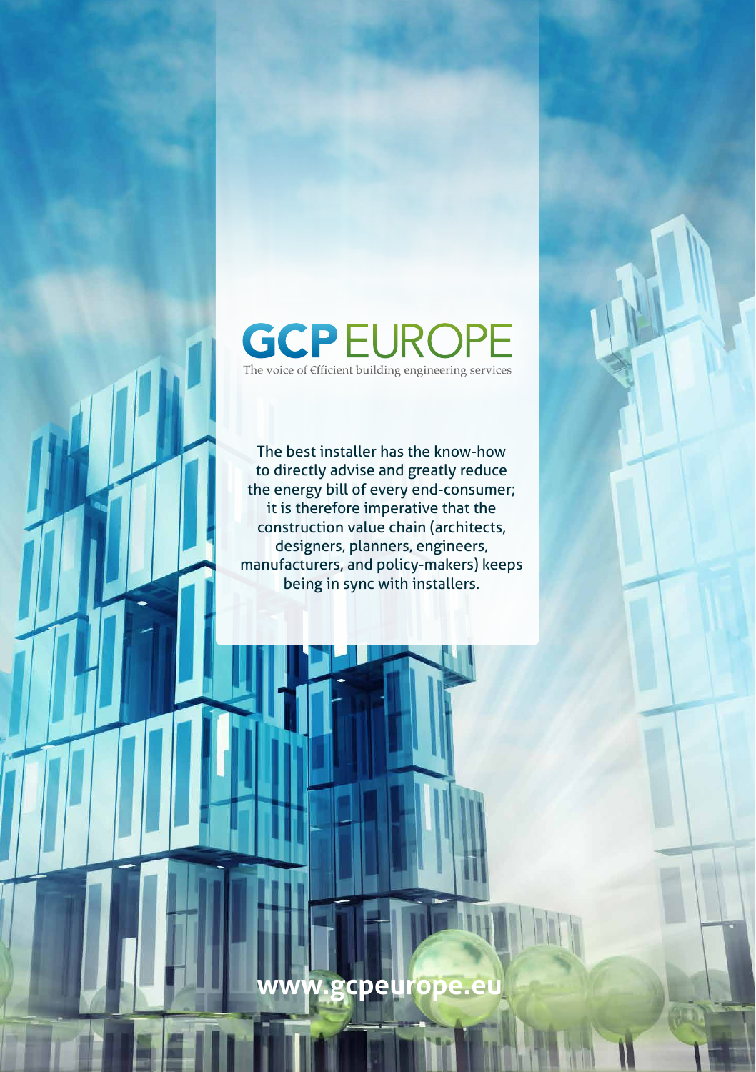# GCP EUROPE

The voice of €fficient building engineering services

The best installer has the know-how to directly advise and greatly reduce the energy bill of every end-consumer; it is therefore imperative that the construction value chain (architects, designers, planners, engineers, manufacturers, and policy-makers) keeps being in sync with installers.

**www.gcpeurope.eu**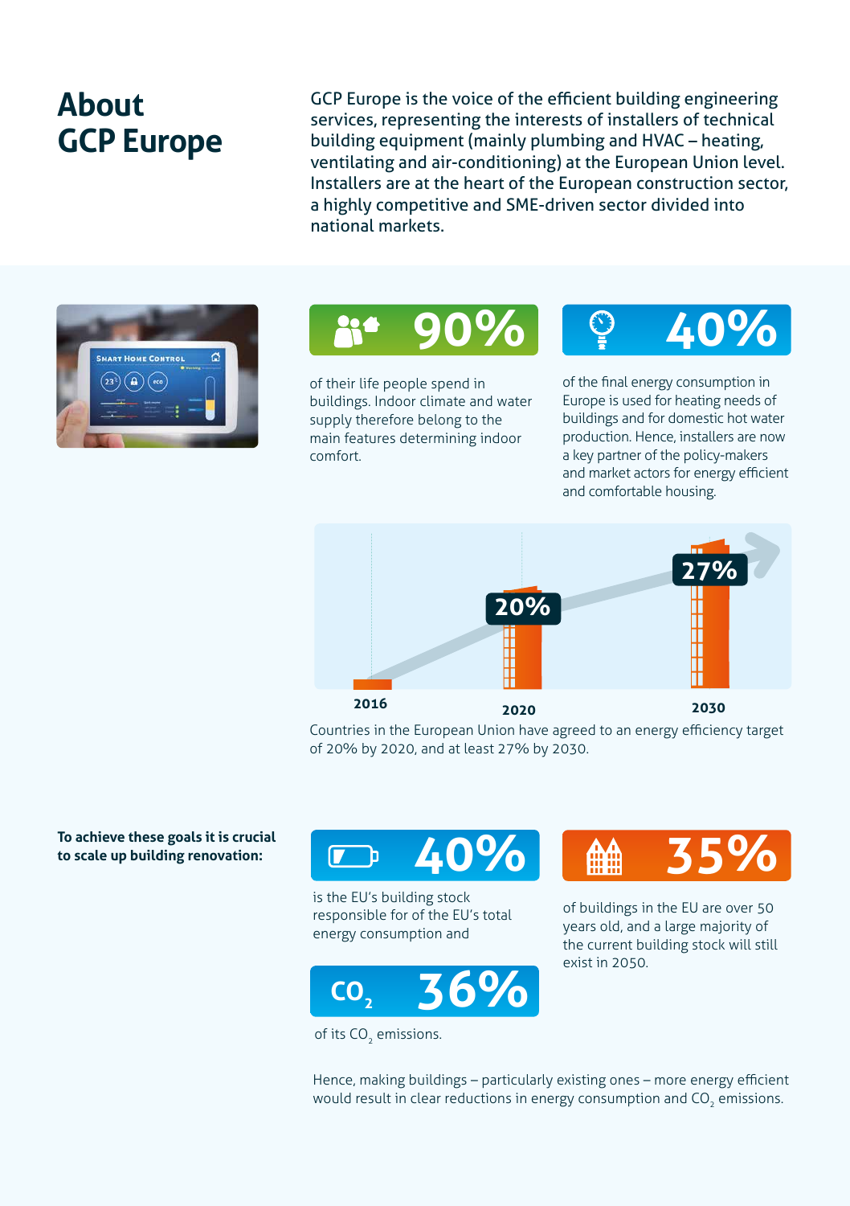# About GCP Europe

GCP Europe is the voice of the efficient building engineering services, representing the interests of installers of technical building equipment (mainly plumbing and HVAC – heating, ventilating and air-conditioning) at the European Union level. Installers are at the heart of the European construction sector, a highly competitive and SME-driven sector divided into national markets.

**90%**

of their life people spend in buildings. Indoor climate and water supply therefore belong to the main features determining indoor comfort.

**40%**

of the final energy consumption in Europe is used for heating needs of buildings and for domestic hot water production. Hence, installers are now a key partner of the policy-makers and market actors for energy efficient and comfortable housing.

2016 — 2020: 20% — 2030: 27%

Countries in the European Union have agreed to an energy efficiency target of 20% by 2020, and at least 27% by 2030.

**To achieve these goals it is crucial to scale up building renovation:**

**40%**

is the EU's building stock responsible for of the EU's total energy consumption and

**$CO_2$ 36%**

of its $CO_2$ emissions.

**35%**

of buildings in the EU are over 50 years old, and a large majority of the current building stock will still exist in 2050.

Hence, making buildings – particularly existing ones – more energy efficient would result in clear reductions in energy consumption and $CO_2$ emissions.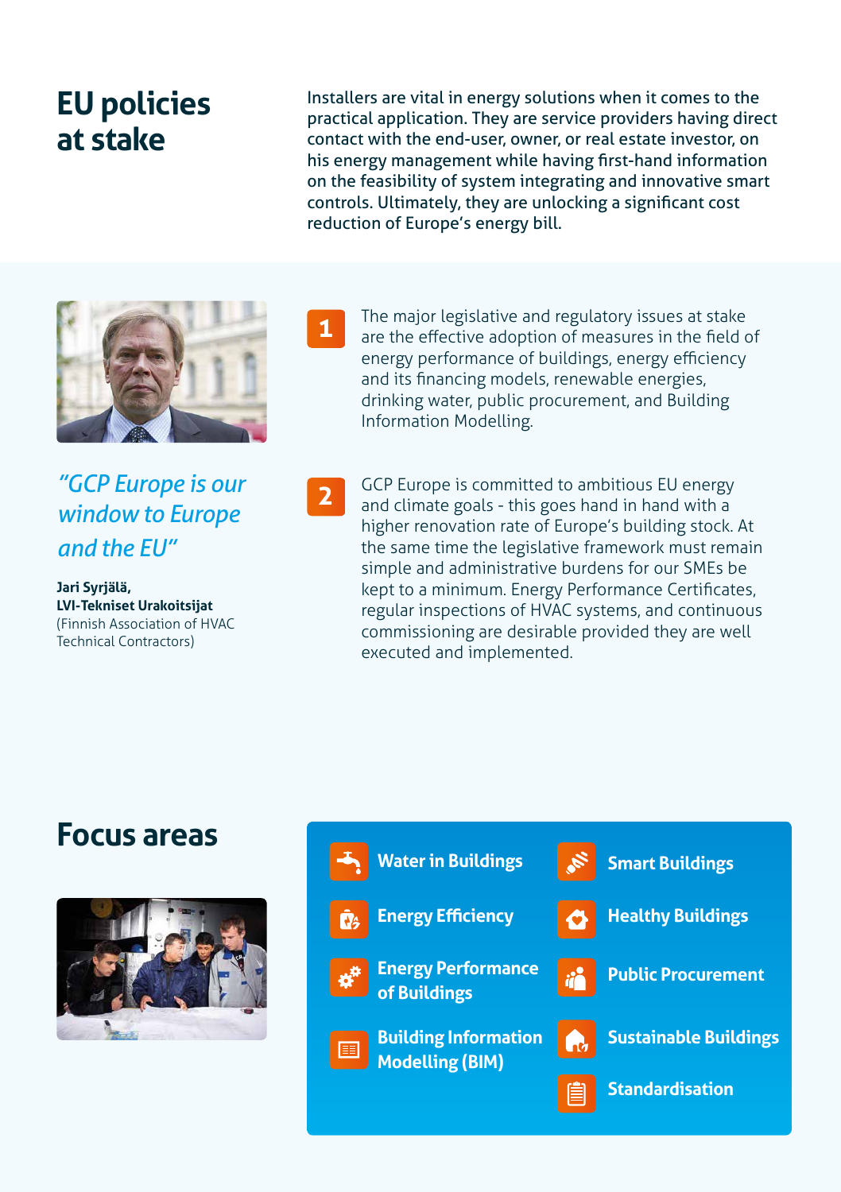# EU policies at stake

Installers are vital in energy solutions when it comes to the practical application. They are service providers having direct contact with the end-user, owner, or real estate investor, on his energy management while having first-hand information on the feasibility of system integrating and innovative smart controls. Ultimately, they are unlocking a significant cost reduction of Europe's energy bill.

*"GCP Europe is our window to Europe and the EU"*

**Jari Syrjälä, LVI-Tekniset Urakoitsijat**
(Finnish Association of HVAC Technical Contractors)

1. The major legislative and regulatory issues at stake are the effective adoption of measures in the field of energy performance of buildings, energy efficiency and its financing models, renewable energies, drinking water, public procurement, and Building Information Modelling.

2. GCP Europe is committed to ambitious EU energy and climate goals - this goes hand in hand with a higher renovation rate of Europe's building stock. At the same time the legislative framework must remain simple and administrative burdens for our SMEs be kept to a minimum. Energy Performance Certificates, regular inspections of HVAC systems, and continuous commissioning are desirable provided they are well executed and implemented.

# Focus areas

- Water in Buildings
- Energy Efficiency
- Energy Performance of Buildings
- Building Information Modelling (BIM)
- Smart Buildings
- Healthy Buildings
- Public Procurement
- Sustainable Buildings
- Standardisation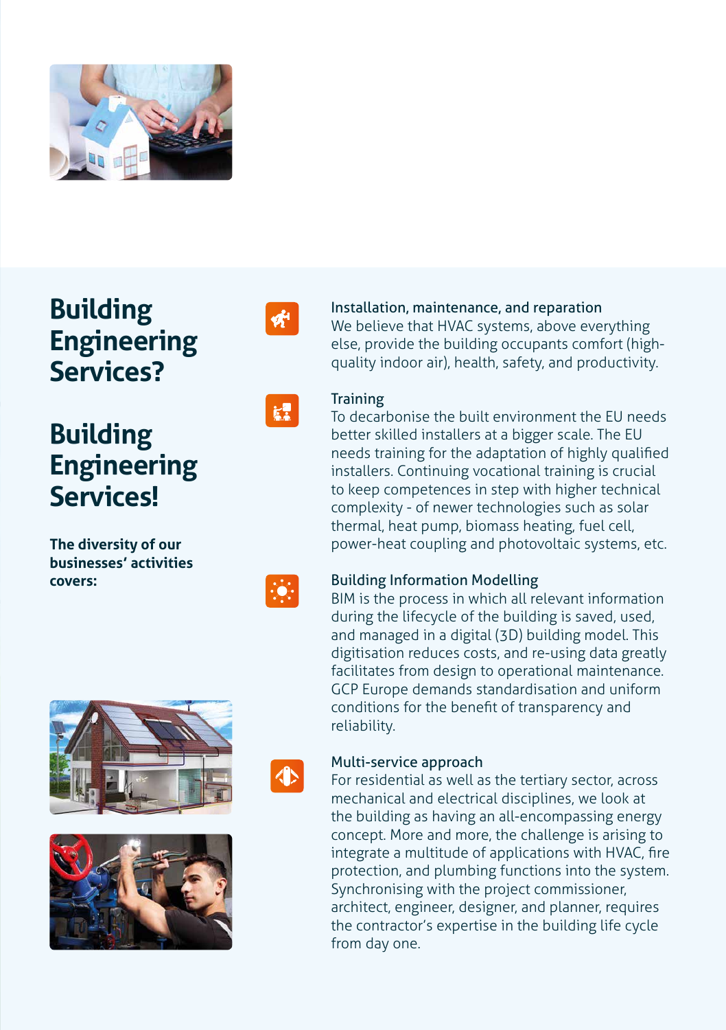# Building Engineering Services?

# Building Engineering Services!

**The diversity of our businesses' activities covers:**

### Installation, maintenance, and reparation

We believe that HVAC systems, above everything else, provide the building occupants comfort (high-quality indoor air), health, safety, and productivity.

### Training

To decarbonise the built environment the EU needs better skilled installers at a bigger scale. The EU needs training for the adaptation of highly qualified installers. Continuing vocational training is crucial to keep competences in step with higher technical complexity - of newer technologies such as solar thermal, heat pump, biomass heating, fuel cell, power-heat coupling and photovoltaic systems, etc.

### Building Information Modelling

BIM is the process in which all relevant information during the lifecycle of the building is saved, used, and managed in a digital (3D) building model. This digitisation reduces costs, and re-using data greatly facilitates from design to operational maintenance. GCP Europe demands standardisation and uniform conditions for the benefit of transparency and reliability.

### Multi-service approach

For residential as well as the tertiary sector, across mechanical and electrical disciplines, we look at the building as having an all-encompassing energy concept. More and more, the challenge is arising to integrate a multitude of applications with HVAC, fire protection, and plumbing functions into the system. Synchronising with the project commissioner, architect, engineer, designer, and planner, requires the contractor's expertise in the building life cycle from day one.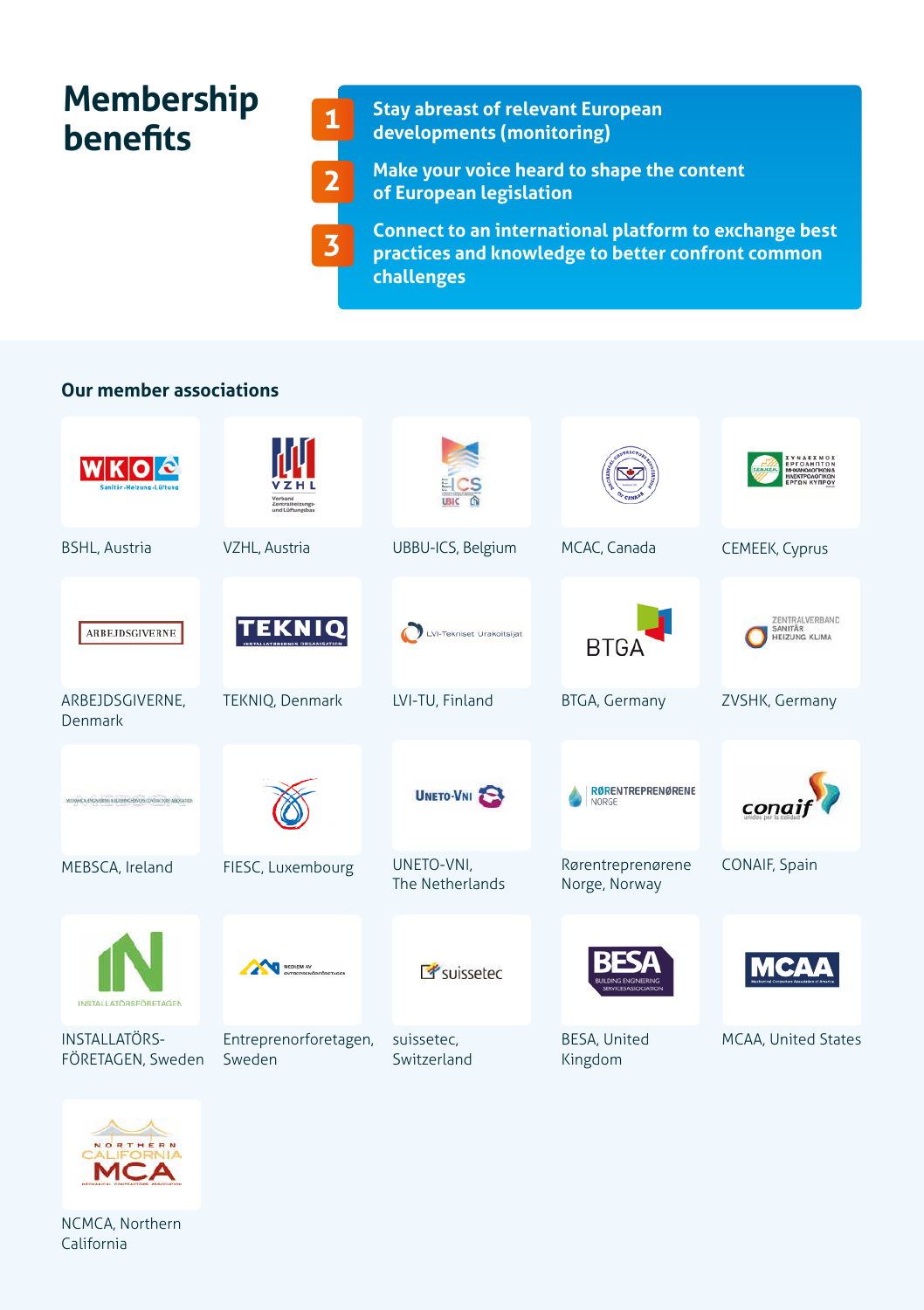## Membership benefits

1. Stay abreast of relevant European developments (monitoring)
2. Make your voice heard to shape the content of European legislation
3. Connect to an international platform to exchange best practices and knowledge to better confront common challenges

### Our member associations

- BSHL, Austria
- VZHL, Austria
- UBBU-ICS, Belgium
- MCAC, Canada
- CEMEEK, Cyprus
- ARBEJDSGIVERNE, Denmark
- TEKNIQ, Denmark
- LVI-TU, Finland
- BTGA, Germany
- ZVSHK, Germany
- MEBSCA, Ireland
- FIESC, Luxembourg
- UNETO-VNI, The Netherlands
- Rørentreprenørene Norge, Norway
- CONAIF, Spain
- INSTALLATÖRS-FÖRETAGEN, Sweden
- Entreprenorforetagen, Sweden
- suissetec, Switzerland
- BESA, United Kingdom
- MCAA, United States
- NCMCA, Northern California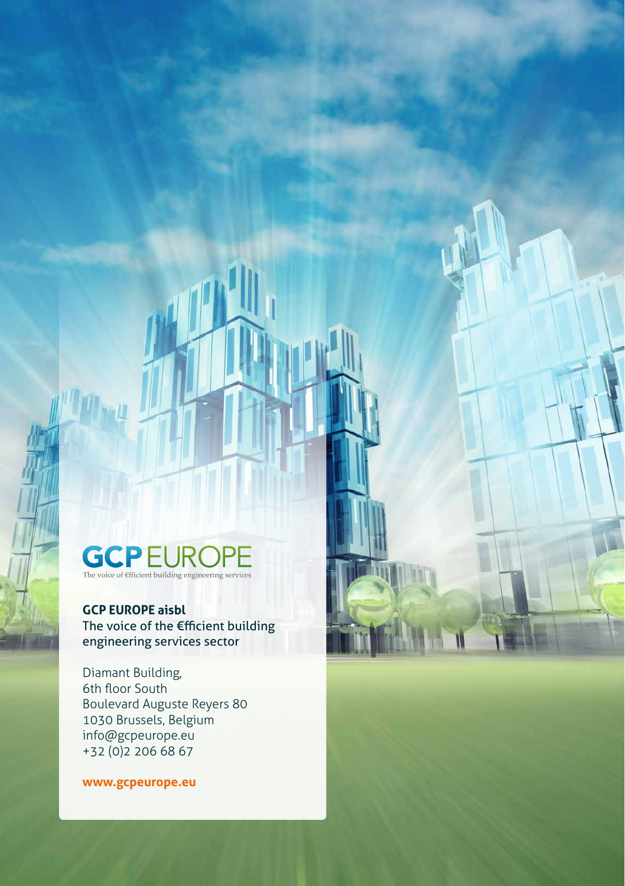GCP EUROPE

The voice of €fficient building engineering services

**GCP EUROPE aisbl**
The voice of the €fficient building engineering services sector

Diamant Building,
6th floor South
Boulevard Auguste Reyers 80
1030 Brussels, Belgium
info@gcpeurope.eu
+32 (0)2 206 68 67

**www.gcpeurope.eu**